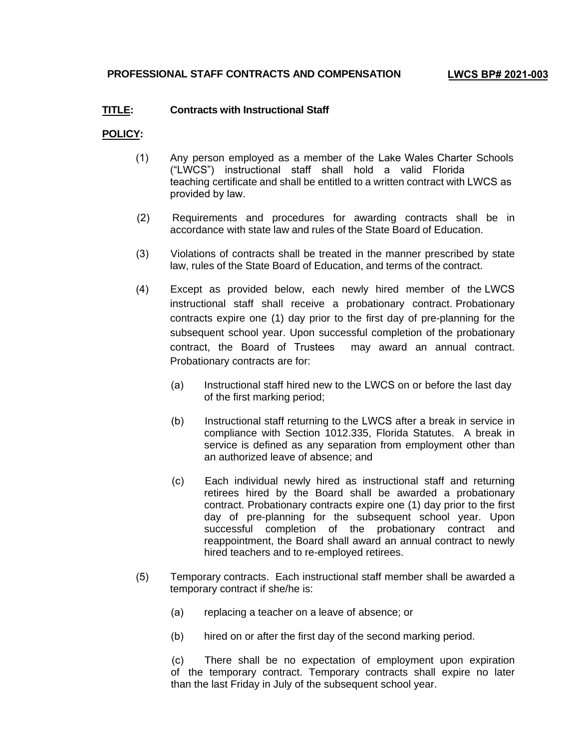**PROFESSIONAL STAFF CONTRACTS AND COMPENSATION** **LWCS BP# 2021-003**

**TITLE:** **Contracts with Instructional Staff**

**POLICY:**

(1) Any person employed as a member of the Lake Wales Charter Schools ("LWCS") instructional staff shall hold a valid Florida teaching certificate and shall be entitled to a written contract with LWCS as provided by law.

(2) Requirements and procedures for awarding contracts shall be in accordance with state law and rules of the State Board of Education.

(3) Violations of contracts shall be treated in the manner prescribed by state law, rules of the State Board of Education, and terms of the contract.

(4) Except as provided below, each newly hired member of the LWCS instructional staff shall receive a probationary contract. Probationary contracts expire one (1) day prior to the first day of pre-planning for the subsequent school year. Upon successful completion of the probationary contract, the Board of Trustees may award an annual contract. Probationary contracts are for:

(a) Instructional staff hired new to the LWCS on or before the last day of the first marking period;

(b) Instructional staff returning to the LWCS after a break in service in compliance with Section 1012.335, Florida Statutes. A break in service is defined as any separation from employment other than an authorized leave of absence; and

(c) Each individual newly hired as instructional staff and returning retirees hired by the Board shall be awarded a probationary contract. Probationary contracts expire one (1) day prior to the first day of pre-planning for the subsequent school year. Upon successful completion of the probationary contract and reappointment, the Board shall award an annual contract to newly hired teachers and to re-employed retirees.

(5) Temporary contracts. Each instructional staff member shall be awarded a temporary contract if she/he is:

(a) replacing a teacher on a leave of absence; or

(b) hired on or after the first day of the second marking period.

(c) There shall be no expectation of employment upon expiration of the temporary contract. Temporary contracts shall expire no later than the last Friday in July of the subsequent school year.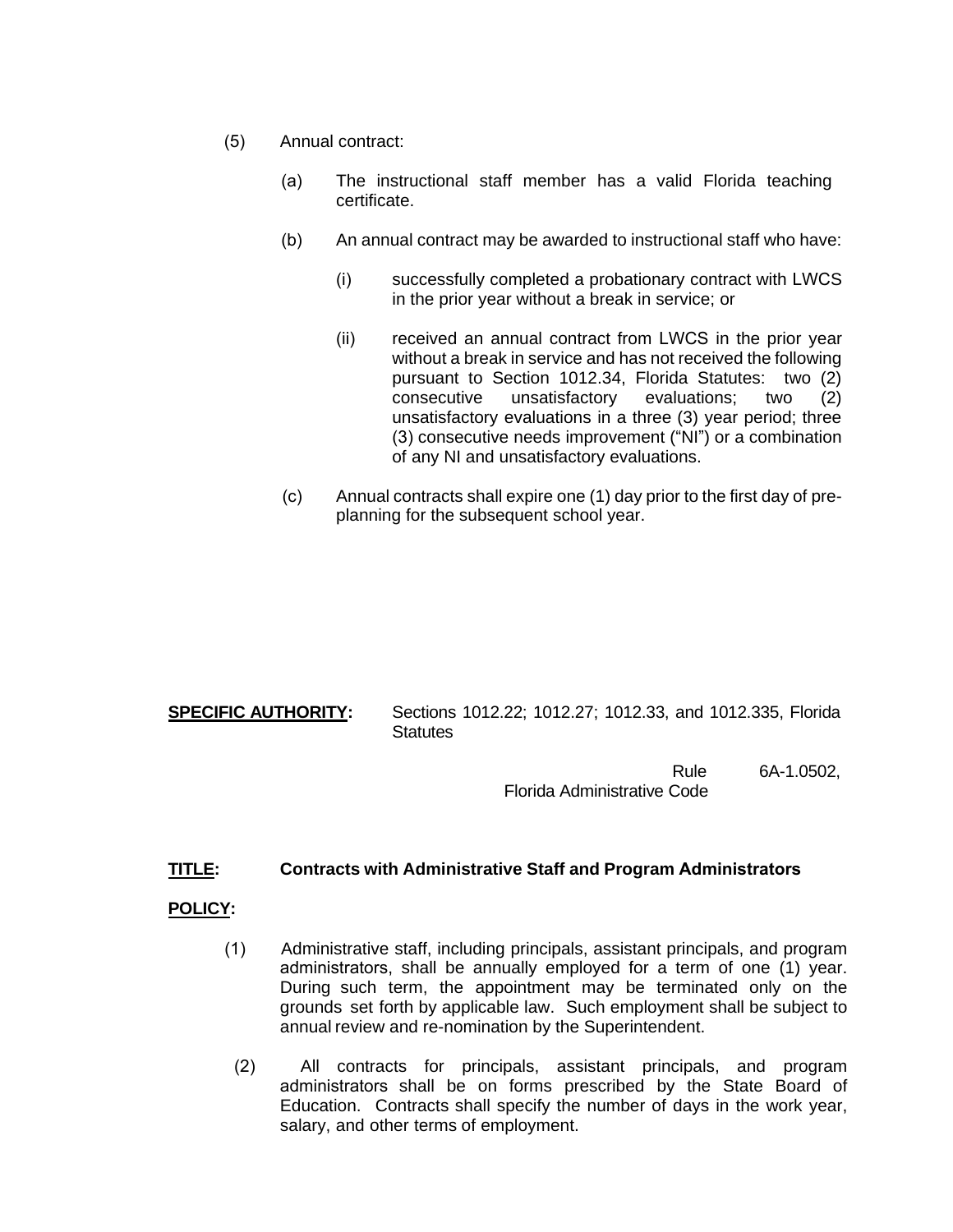(5) Annual contract:

(a) The instructional staff member has a valid Florida teaching certificate.

(b) An annual contract may be awarded to instructional staff who have:

(i) successfully completed a probationary contract with LWCS in the prior year without a break in service; or

(ii) received an annual contract from LWCS in the prior year without a break in service and has not received the following pursuant to Section 1012.34, Florida Statutes: two (2) consecutive unsatisfactory evaluations; two (2) unsatisfactory evaluations in a three (3) year period; three (3) consecutive needs improvement ("NI") or a combination of any NI and unsatisfactory evaluations.

(c) Annual contracts shall expire one (1) day prior to the first day of pre-planning for the subsequent school year.

**SPECIFIC AUTHORITY:** Sections 1012.22; 1012.27; 1012.33, and 1012.335, Florida Statutes

Rule 6A-1.0502, Florida Administrative Code

**TITLE: Contracts with Administrative Staff and Program Administrators**

**POLICY:**

(1) Administrative staff, including principals, assistant principals, and program administrators, shall be annually employed for a term of one (1) year. During such term, the appointment may be terminated only on the grounds set forth by applicable law. Such employment shall be subject to annual review and re-nomination by the Superintendent.

(2) All contracts for principals, assistant principals, and program administrators shall be on forms prescribed by the State Board of Education. Contracts shall specify the number of days in the work year, salary, and other terms of employment.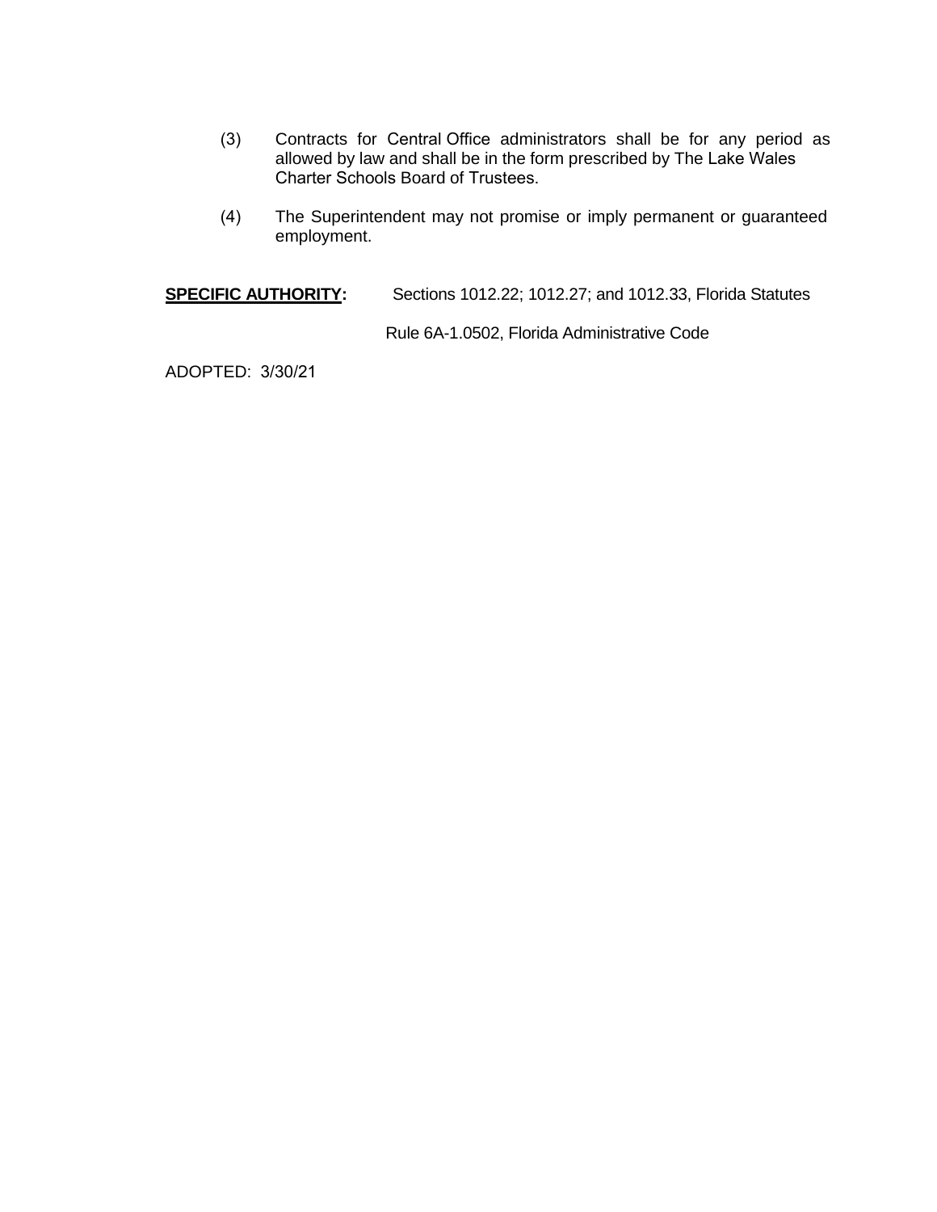(3) Contracts for Central Office administrators shall be for any period as allowed by law and shall be in the form prescribed by The Lake Wales Charter Schools Board of Trustees.

(4) The Superintendent may not promise or imply permanent or guaranteed employment.

**SPECIFIC AUTHORITY:** Sections 1012.22; 1012.27; and 1012.33, Florida Statutes

Rule 6A-1.0502, Florida Administrative Code

ADOPTED: 3/30/21